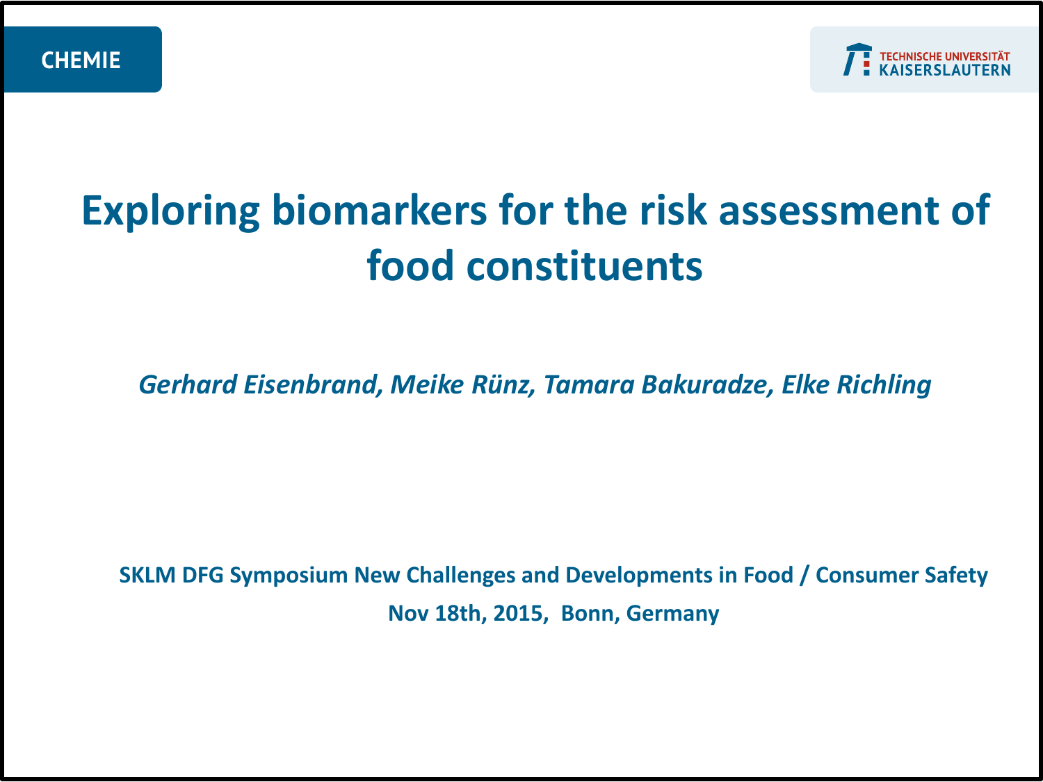CHEMIE

TECHNISCHE UNIVERSITÄT KAISERSLAUTERN

# Exploring biomarkers for the risk assessment of food constituents

*Gerhard Eisenbrand, Meike Rünz, Tamara Bakuradze, Elke Richling*

**SKLM DFG Symposium New Challenges and Developments in Food / Consumer Safety**

**Nov 18th, 2015, Bonn, Germany**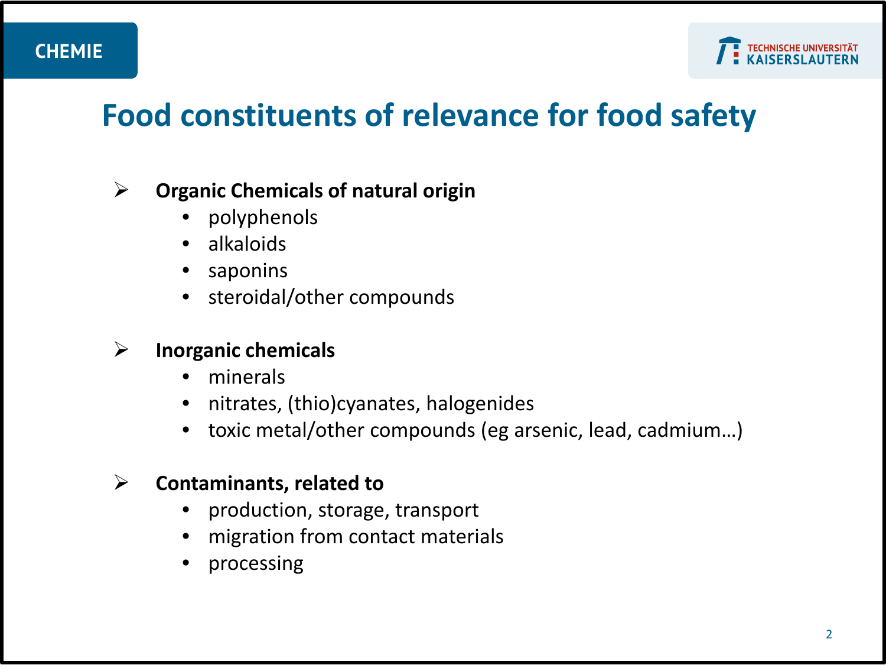# Food constituents of relevance for food safety

- **Organic Chemicals of natural origin**
  - polyphenols
  - alkaloids
  - saponins
  - steroidal/other compounds

- **Inorganic chemicals**
  - minerals
  - nitrates, (thio)cyanates, halogenides
  - toxic metal/other compounds (eg arsenic, lead, cadmium…)

- **Contaminants, related to**
  - production, storage, transport
  - migration from contact materials
  - processing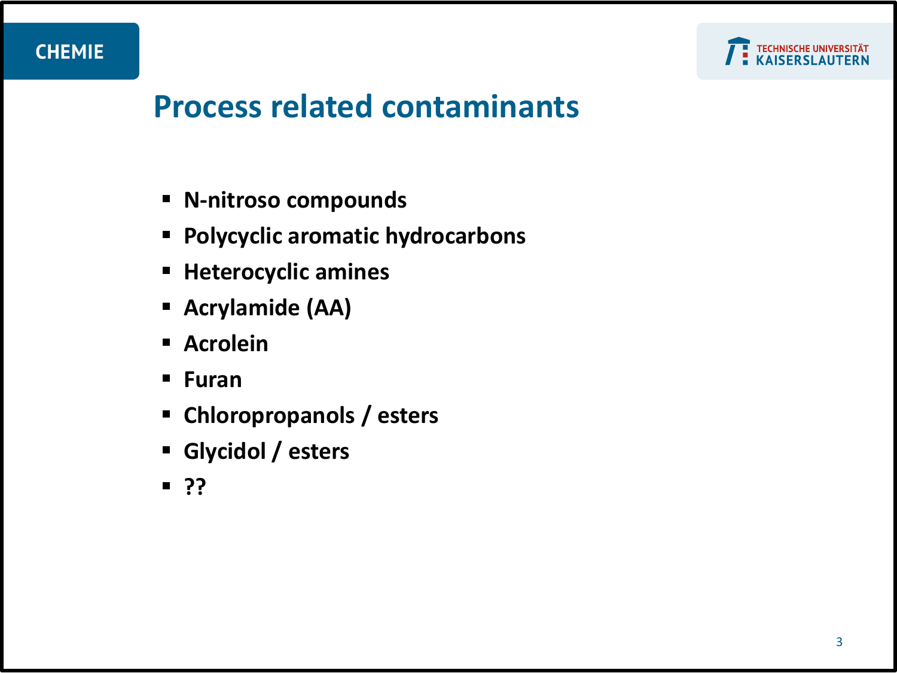# Process related contaminants

- **N-nitroso compounds**
- **Polycyclic aromatic hydrocarbons**
- **Heterocyclic amines**
- **Acrylamide (AA)**
- **Acrolein**
- **Furan**
- **Chloropropanols / esters**
- **Glycidol / esters**
- **??**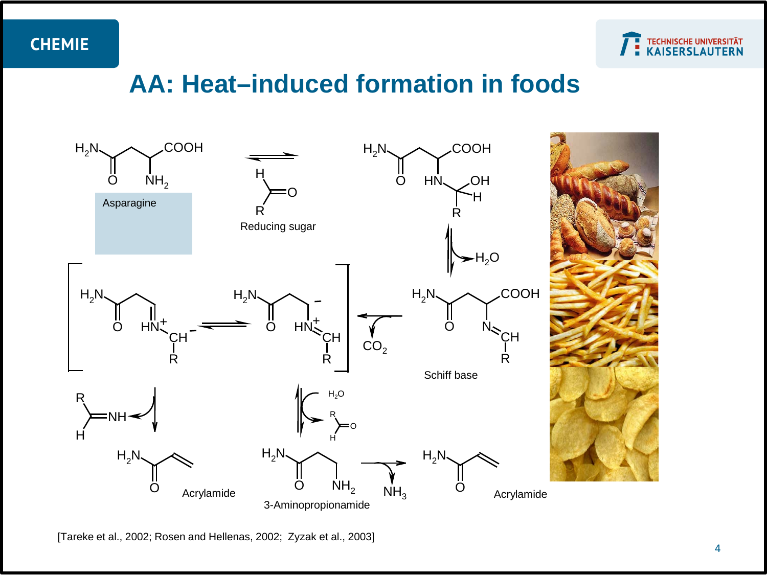# AA: Heat–induced formation in foods

Asparagine

Reducing sugar

Schiff base

$CO_2$

$H_2O$

Acrylamide

3-Aminopropionamide

$NH_3$

Acrylamide

[Tareke et al., 2002; Rosen and Hellenas, 2002; Zyzak et al., 2003]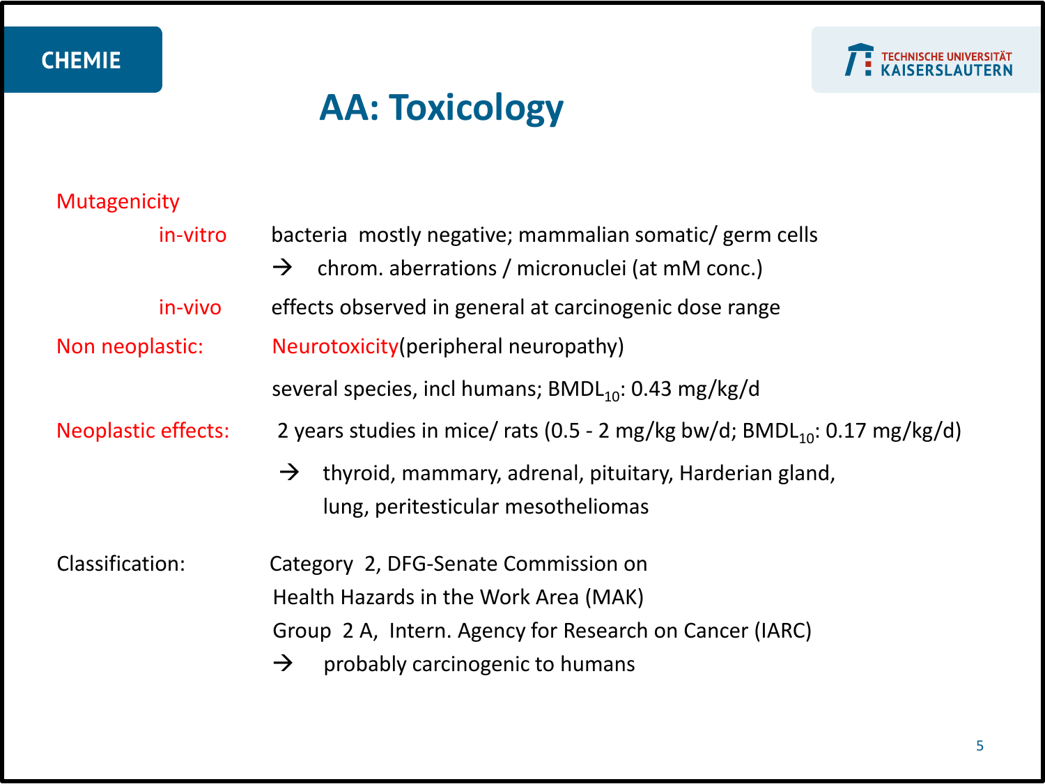# AA: Toxicology

**Mutagenicity**

- **in-vitro**: bacteria mostly negative; mammalian somatic/ germ cells
  → chrom. aberrations / micronuclei (at mM conc.)
- **in-vivo**: effects observed in general at carcinogenic dose range

**Non neoplastic:** Neurotoxicity (peripheral neuropathy)

several species, incl humans; $BMDL_{10}$: 0.43 mg/kg/d

**Neoplastic effects:** 2 years studies in mice/ rats (0.5 - 2 mg/kg bw/d; $BMDL_{10}$: 0.17 mg/kg/d)

→ thyroid, mammary, adrenal, pituitary, Harderian gland, lung, peritesticular mesotheliomas

**Classification:** Category 2, DFG-Senate Commission on Health Hazards in the Work Area (MAK)

Group 2 A, Intern. Agency for Research on Cancer (IARC)

→ probably carcinogenic to humans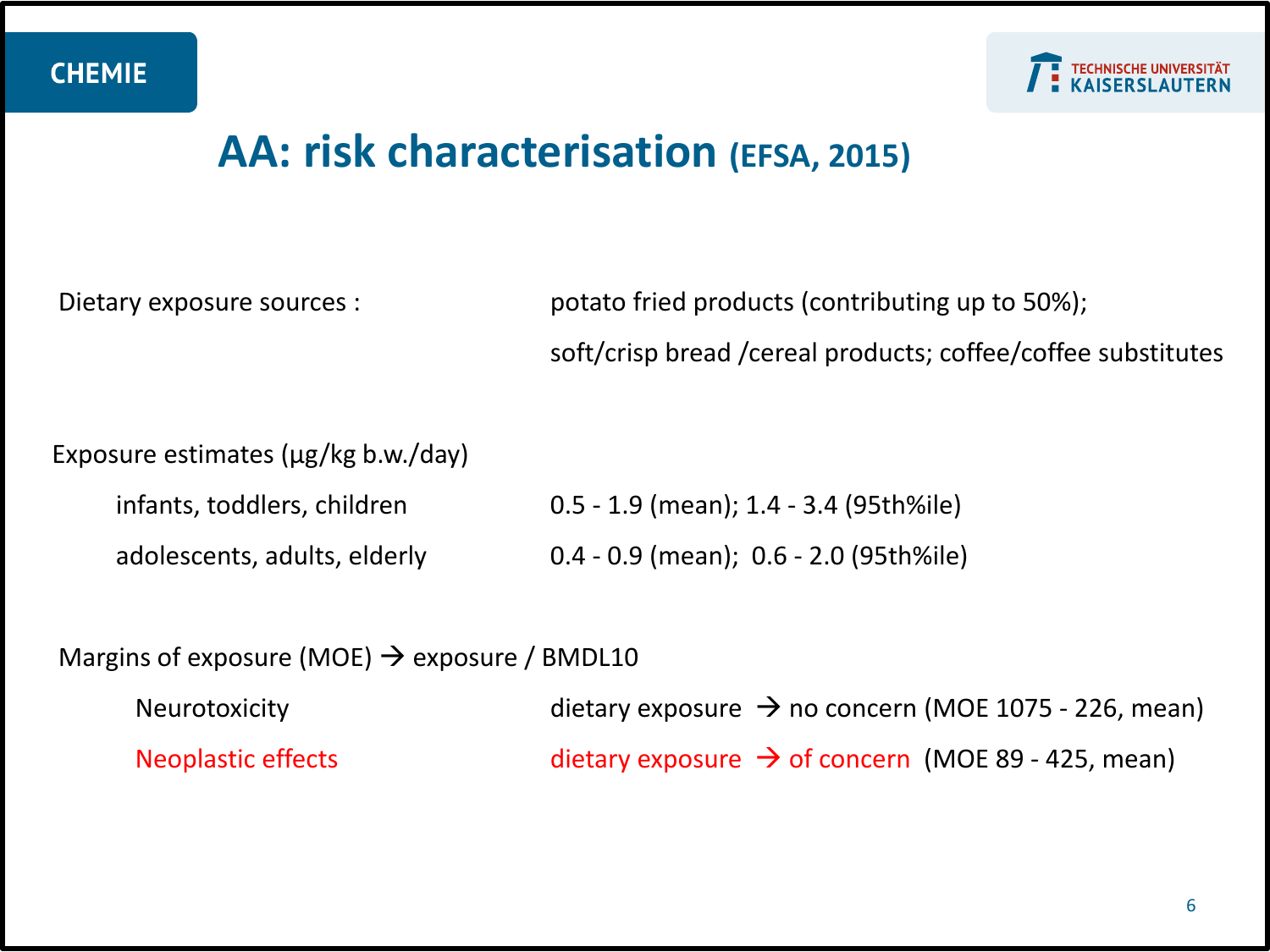# AA: risk characterisation (EFSA, 2015)

| | |
|---|---|
| Dietary exposure sources : | potato fried products (contributing up to 50%); |
| | soft/crisp bread /cereal products; coffee/coffee substitutes |

Exposure estimates (µg/kg b.w./day)

| | |
|---|---|
| infants, toddlers, children | 0.5 - 1.9 (mean); 1.4 - 3.4 (95th%ile) |
| adolescents, adults, elderly | 0.4 - 0.9 (mean); 0.6 - 2.0 (95th%ile) |

Margins of exposure (MOE) → exposure / BMDL10

| | |
|---|---|
| Neurotoxicity | dietary exposure → no concern (MOE 1075 - 226, mean) |
| Neoplastic effects | dietary exposure → of concern (MOE 89 - 425, mean) |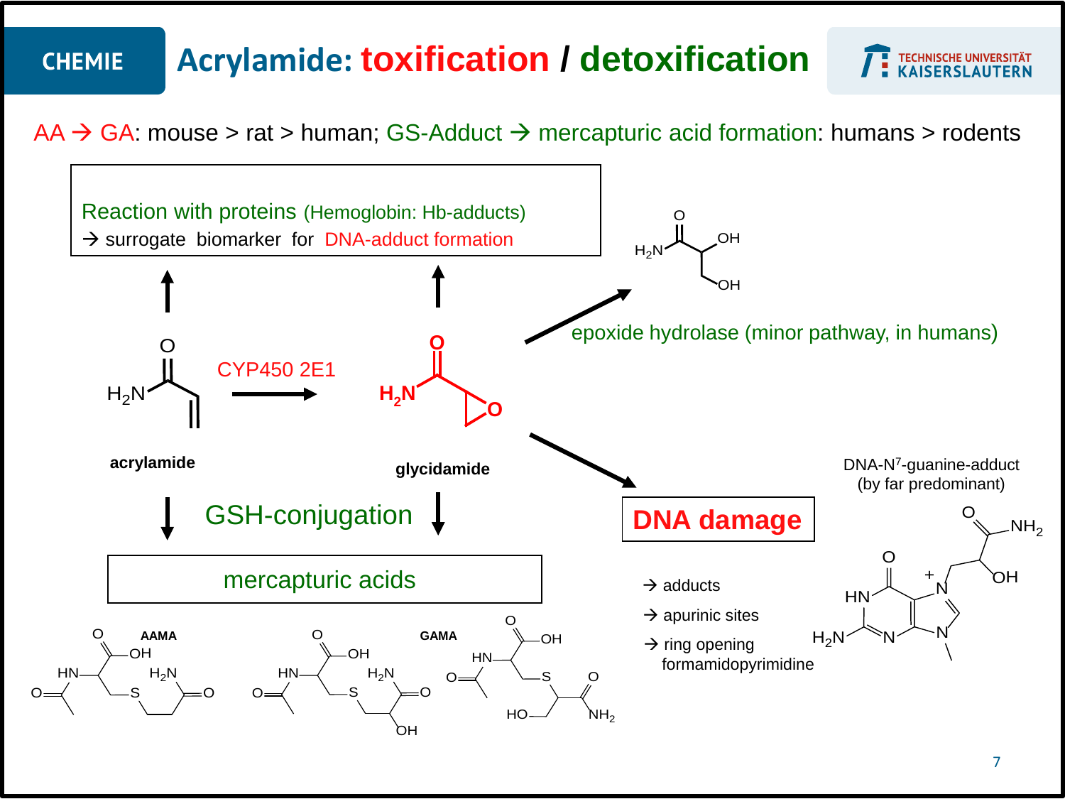# Acrylamide: toxification / detoxification

AA → GA: mouse > rat > human; GS-Adduct → mercapturic acid formation: humans > rodents

Reaction with proteins (Hemoglobin: Hb-adducts)
→ surrogate biomarker for DNA-adduct formation

acrylamide

CYP450 2E1

glycidamide

epoxide hydrolase (minor pathway, in humans)

GSH-conjugation

mercapturic acids

AAMA

GAMA

DNA damage

→ adducts

→ apurinic sites

→ ring opening formamidopyrimidine

DNA-$N^7$-guanine-adduct (by far predominant)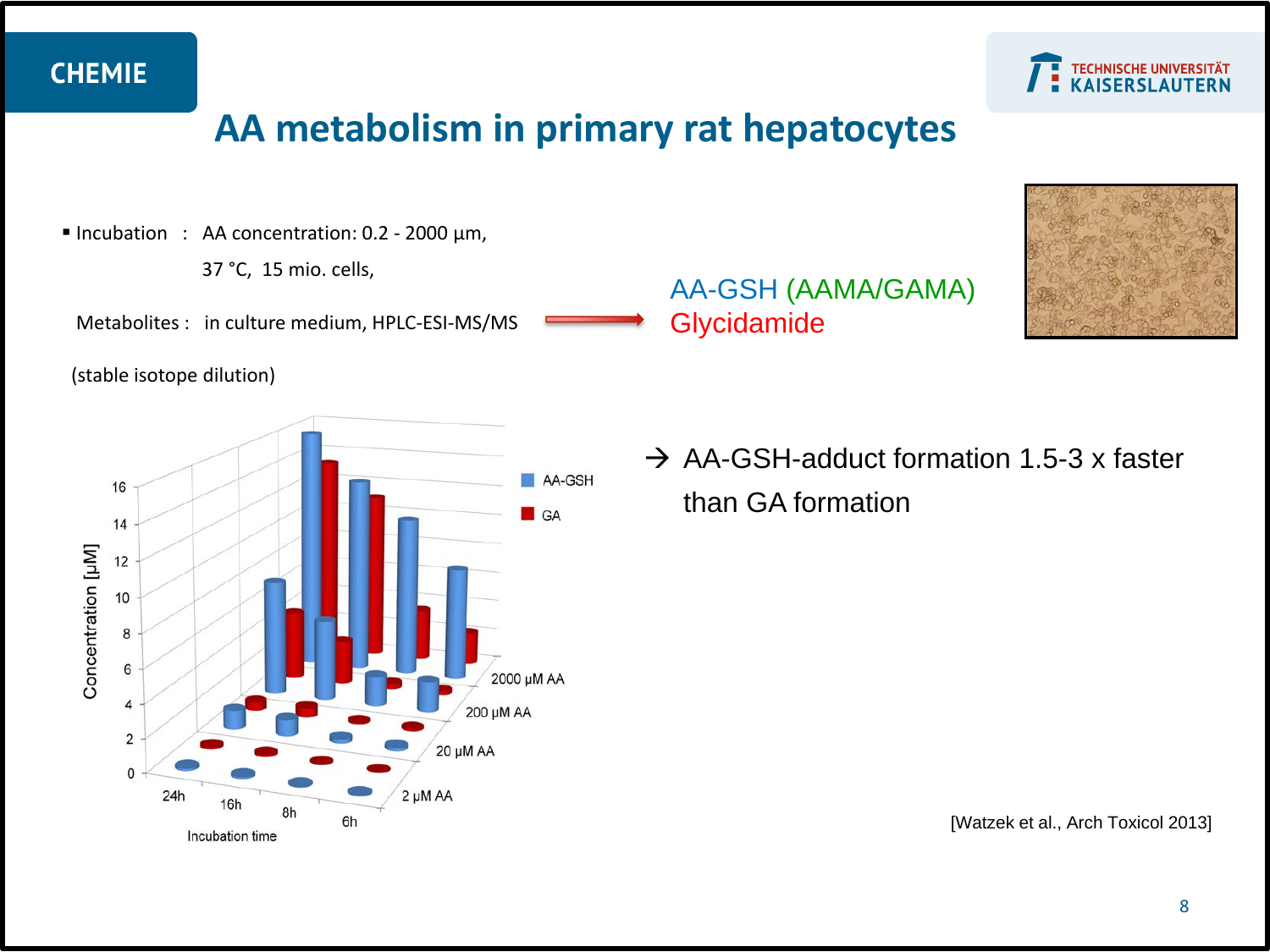# AA metabolism in primary rat hepatocytes

- Incubation : AA concentration: 0.2 - 2000 µm, 37 °C, 15 mio. cells,

  Metabolites : in culture medium, HPLC-ESI-MS/MS (stable isotope dilution) → AA-GSH (AAMA/GAMA) Glycidamide

→ AA-GSH-adduct formation 1.5-3 x faster than GA formation

[Watzek et al., Arch Toxicol 2013]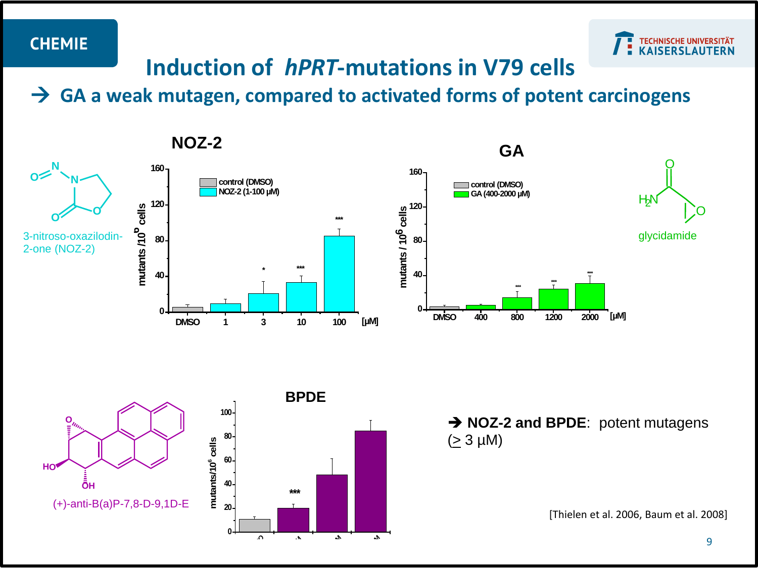CHEMIE

# Induction of *hPRT*-mutations in V79 cells

## → GA a weak mutagen, compared to activated forms of potent carcinogens

**NOZ-2**

3-nitroso-oxazilodin-2-one (NOZ-2)

**GA**

glycidamide

**BPDE**

(+)-anti-B(a)P-7,8-D-9,1D-E

➔ **NOZ-2 and BPDE**: potent mutagens (≥ 3 µM)

[Thielen et al. 2006, Baum et al. 2008]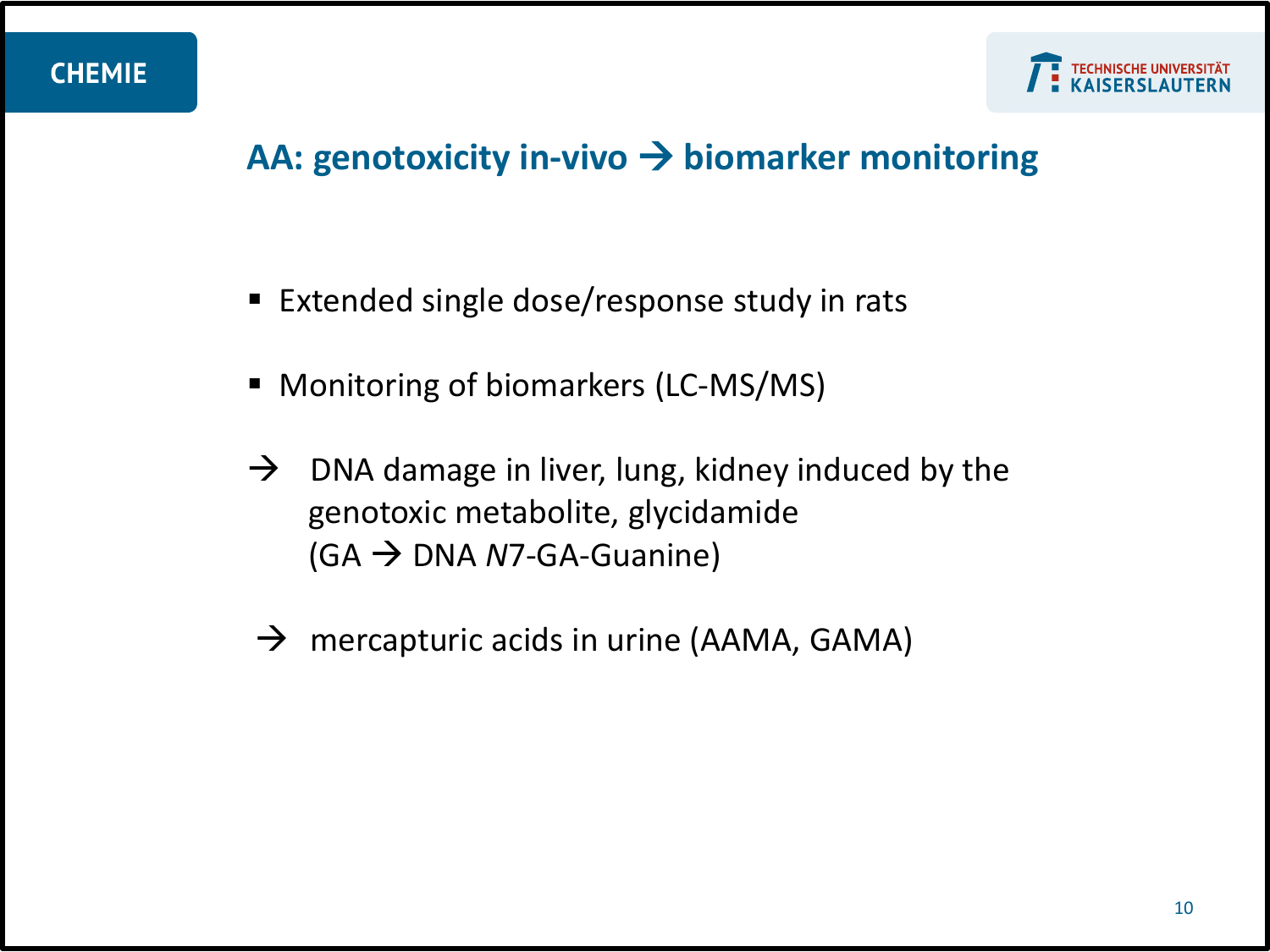## AA: genotoxicity in-vivo → biomarker monitoring

- Extended single dose/response study in rats
- Monitoring of biomarkers (LC-MS/MS)

→ DNA damage in liver, lung, kidney induced by the genotoxic metabolite, glycidamide (GA → DNA *N*7-GA-Guanine)

→ mercapturic acids in urine (AAMA, GAMA)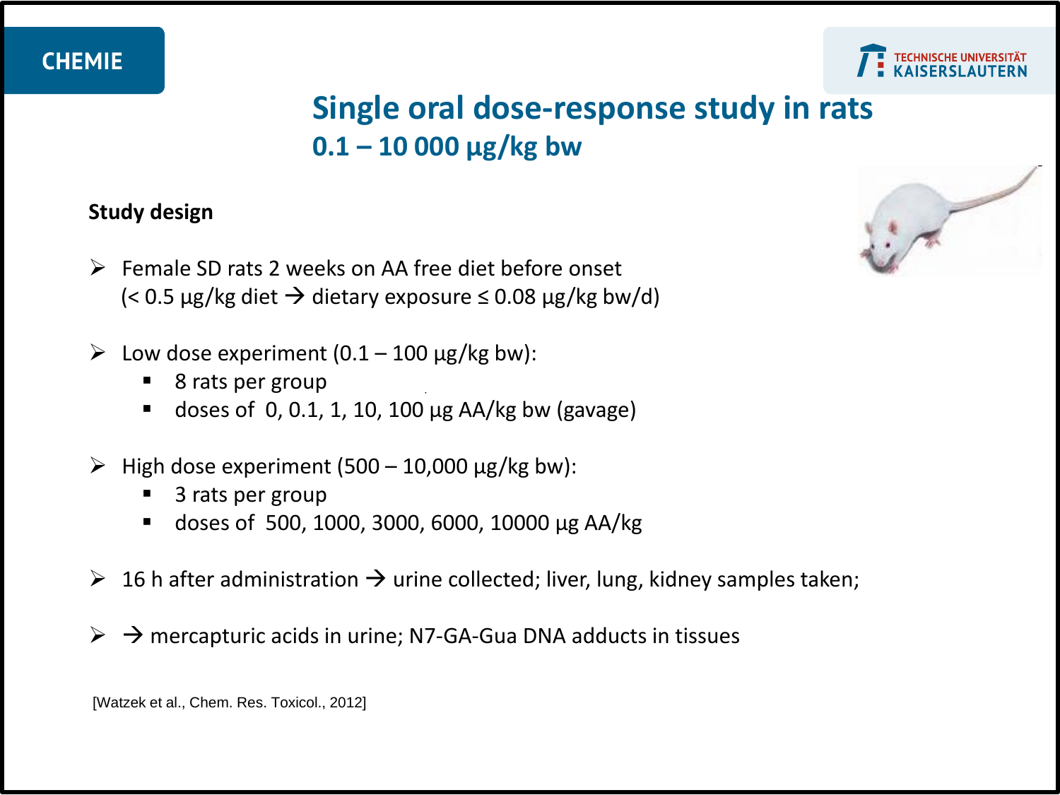# Single oral dose-response study in rats

## 0.1 – 10 000 µg/kg bw

**Study design**

- Female SD rats 2 weeks on AA free diet before onset
  (< 0.5 µg/kg diet → dietary exposure ≤ 0.08 µg/kg bw/d)

- Low dose experiment (0.1 – 100 µg/kg bw):
  - 8 rats per group
  - doses of 0, 0.1, 1, 10, 100 µg AA/kg bw (gavage)

- High dose experiment (500 – 10,000 µg/kg bw):
  - 3 rats per group
  - doses of 500, 1000, 3000, 6000, 10000 µg AA/kg

- 16 h after administration → urine collected; liver, lung, kidney samples taken;

- → mercapturic acids in urine; N7-GA-Gua DNA adducts in tissues

[Watzek et al., Chem. Res. Toxicol., 2012]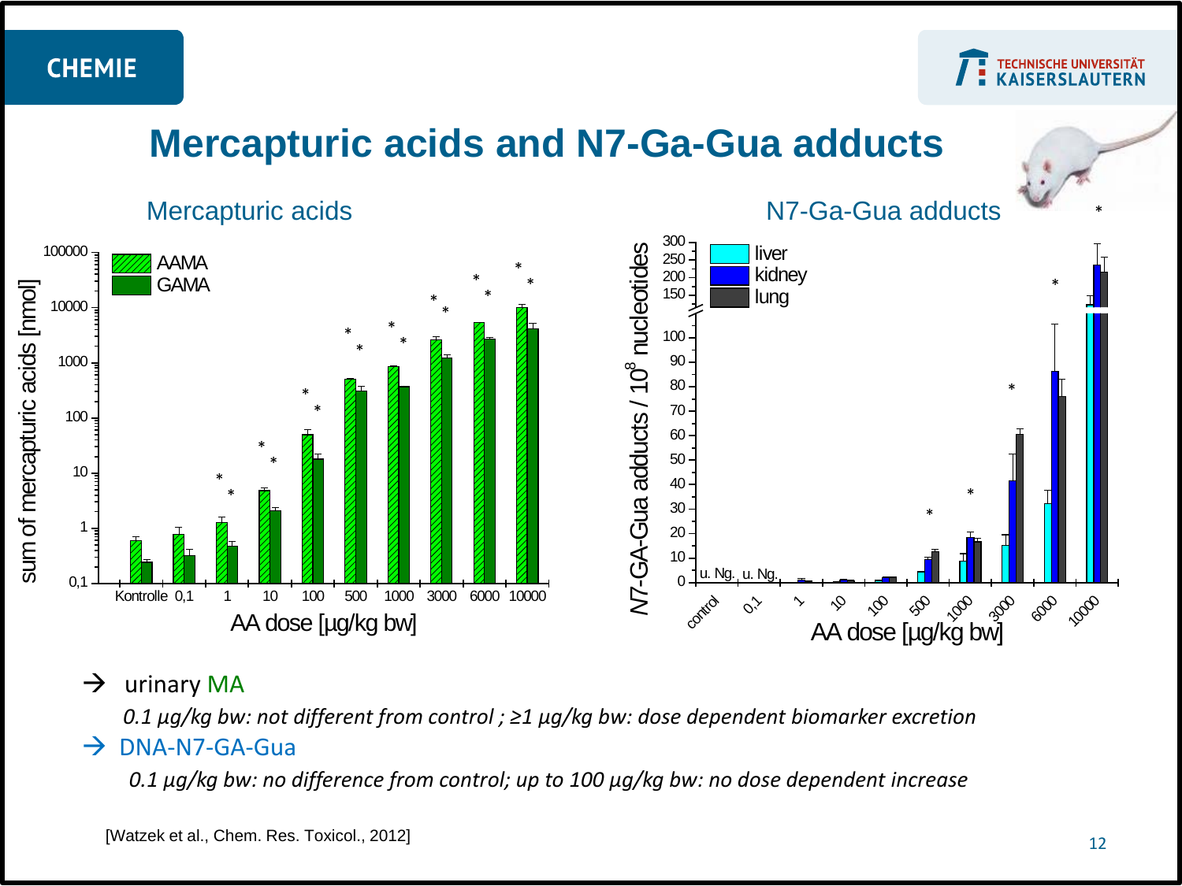# Mercapturic acids and N7-Ga-Gua adducts

## Mercapturic acids

## N7-Ga-Gua adducts

→ urinary MA

*0.1 µg/kg bw: not different from control ; ≥1 µg/kg bw: dose dependent biomarker excretion*

→ DNA-N7-GA-Gua

*0.1 µg/kg bw: no difference from control; up to 100 µg/kg bw: no dose dependent increase*

[Watzek et al., Chem. Res. Toxicol., 2012]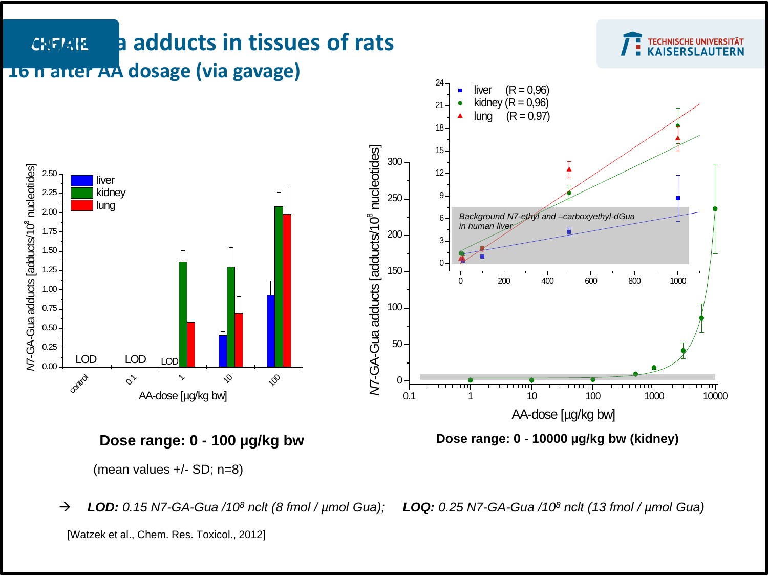# a adducts in tissues of rats 16 h after AA dosage (via gavage)

**Dose range: 0 - 100 µg/kg bw**

(mean values +/- SD; n=8)

**Dose range: 0 - 10000 µg/kg bw (kidney)**

→ ***LOD:*** *0.15 N7-GA-Gua /$10^8$ nclt (8 fmol / µmol Gua);* ***LOQ:*** *0.25 N7-GA-Gua /$10^8$ nclt (13 fmol / µmol Gua)*

[Watzek et al., Chem. Res. Toxicol., 2012]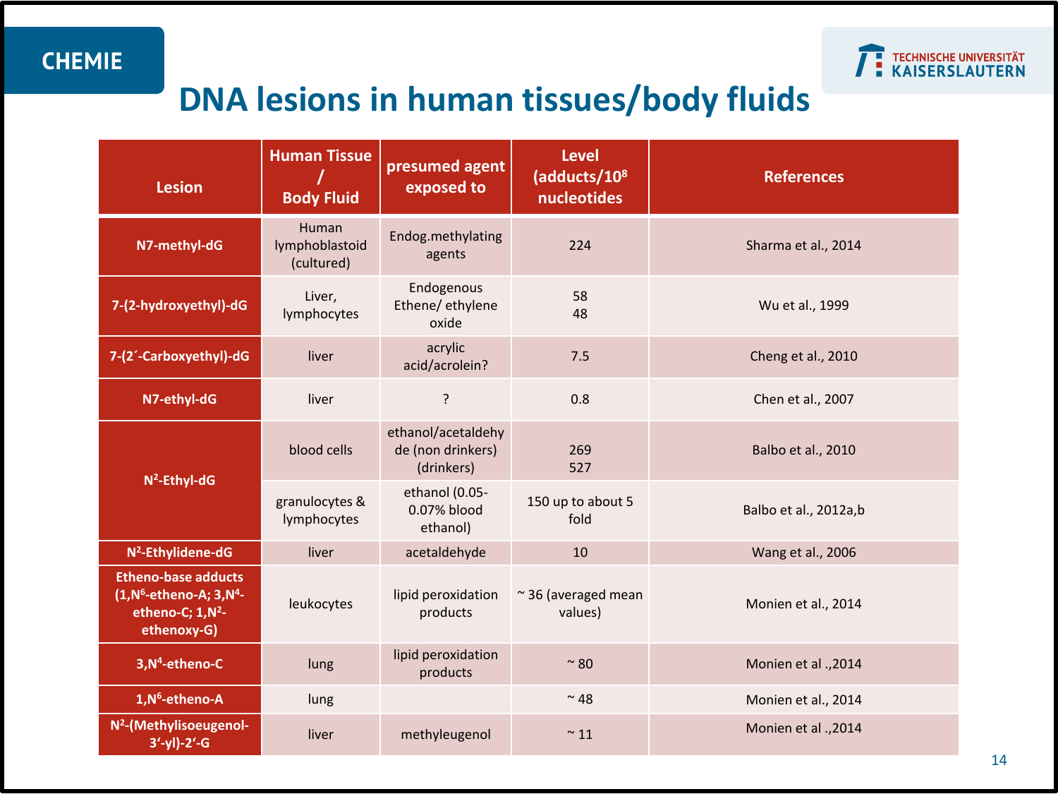# DNA lesions in human tissues/body fluids

| Lesion | Human Tissue / Body Fluid | presumed agent exposed to | Level (adducts/$10^8$ nucleotides | References |
|---|---|---|---|---|
| N7-methyl-dG | Human lymphoblastoid (cultured) | Endog.methylating agents | 224 | Sharma et al., 2014 |
| 7-(2-hydroxyethyl)-dG | Liver, lymphocytes | Endogenous Ethene/ ethylene oxide | 58<br>48 | Wu et al., 1999 |
| 7-(2´-Carboxyethyl)-dG | liver | acrylic acid/acrolein? | 7.5 | Cheng et al., 2010 |
| N7-ethyl-dG | liver | ? | 0.8 | Chen et al., 2007 |
| $N^2$-Ethyl-dG | blood cells | ethanol/acetaldehyde (non drinkers) (drinkers) | 269<br>527 | Balbo et al., 2010 |
| | granulocytes & lymphocytes | ethanol (0.05-0.07% blood ethanol) | 150 up to about 5 fold | Balbo et al., 2012a,b |
| $N^2$-Ethylidene-dG | liver | acetaldehyde | 10 | Wang et al., 2006 |
| Etheno-base adducts (1,$N^6$-etheno-A; 3,$N^4$-etheno-C; 1,$N^2$-ethenoxy-G) | leukocytes | lipid peroxidation products | ~ 36 (averaged mean values) | Monien et al., 2014 |
| 3,$N^4$-etheno-C | lung | lipid peroxidation products | ~ 80 | Monien et al .,2014 |
| 1,$N^6$-etheno-A | lung | | ~ 48 | Monien et al., 2014 |
| $N^2$-(Methylisoeugenol-3‘-yl)-2‘-G | liver | methyleugenol | ~ 11 | Monien et al .,2014 |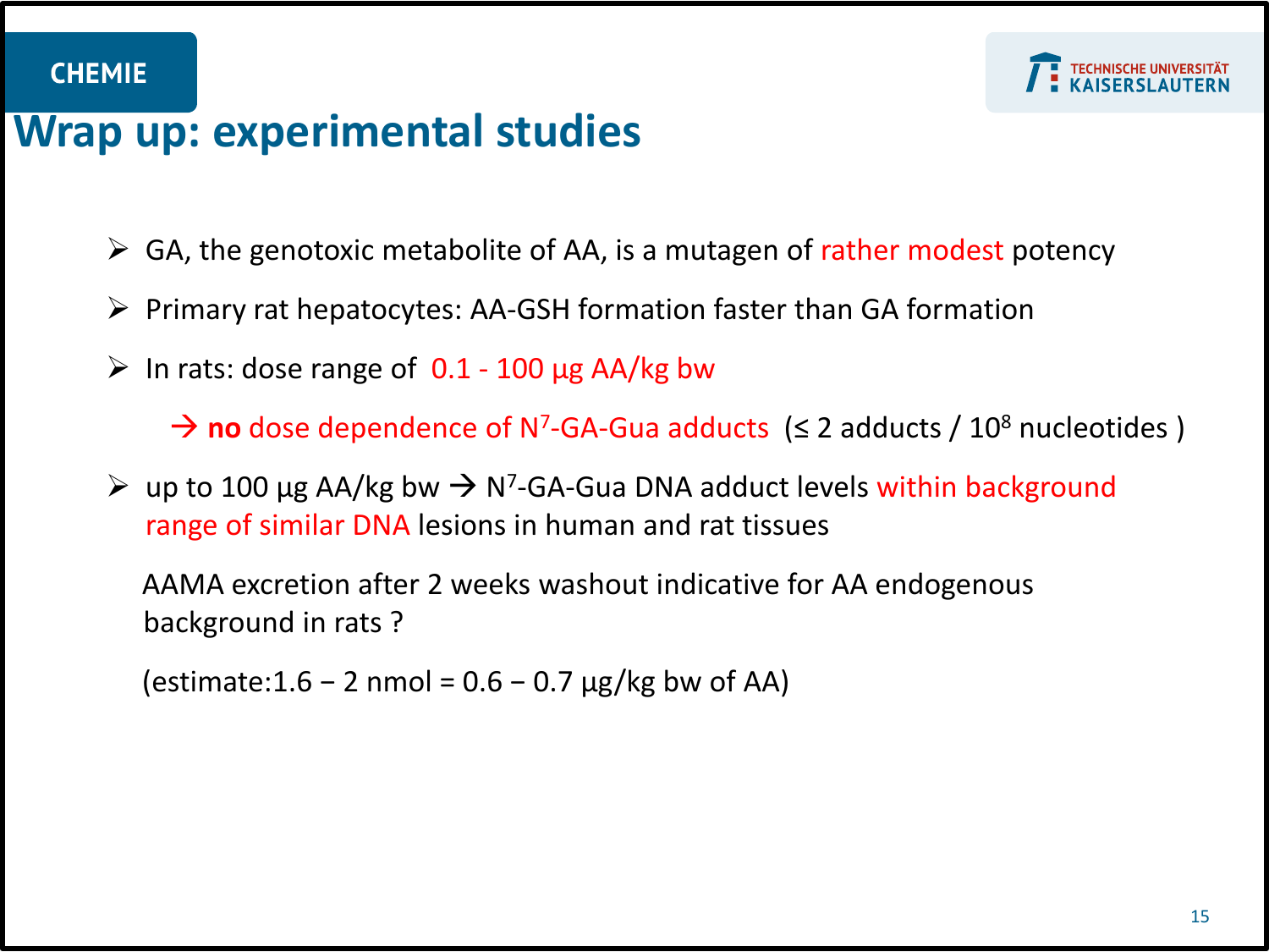## Wrap up: experimental studies

- GA, the genotoxic metabolite of AA, is a mutagen of rather modest potency
- Primary rat hepatocytes: AA-GSH formation faster than GA formation
- In rats: dose range of 0.1 - 100 µg AA/kg bw

  → **no** dose dependence of $N^7$-GA-Gua adducts (≤ 2 adducts / $10^8$ nucleotides )
- up to 100 µg AA/kg bw → $N^7$-GA-Gua DNA adduct levels within background range of similar DNA lesions in human and rat tissues

  AAMA excretion after 2 weeks washout indicative for AA endogenous background in rats ?

  (estimate:1.6 − 2 nmol = 0.6 − 0.7 µg/kg bw of AA)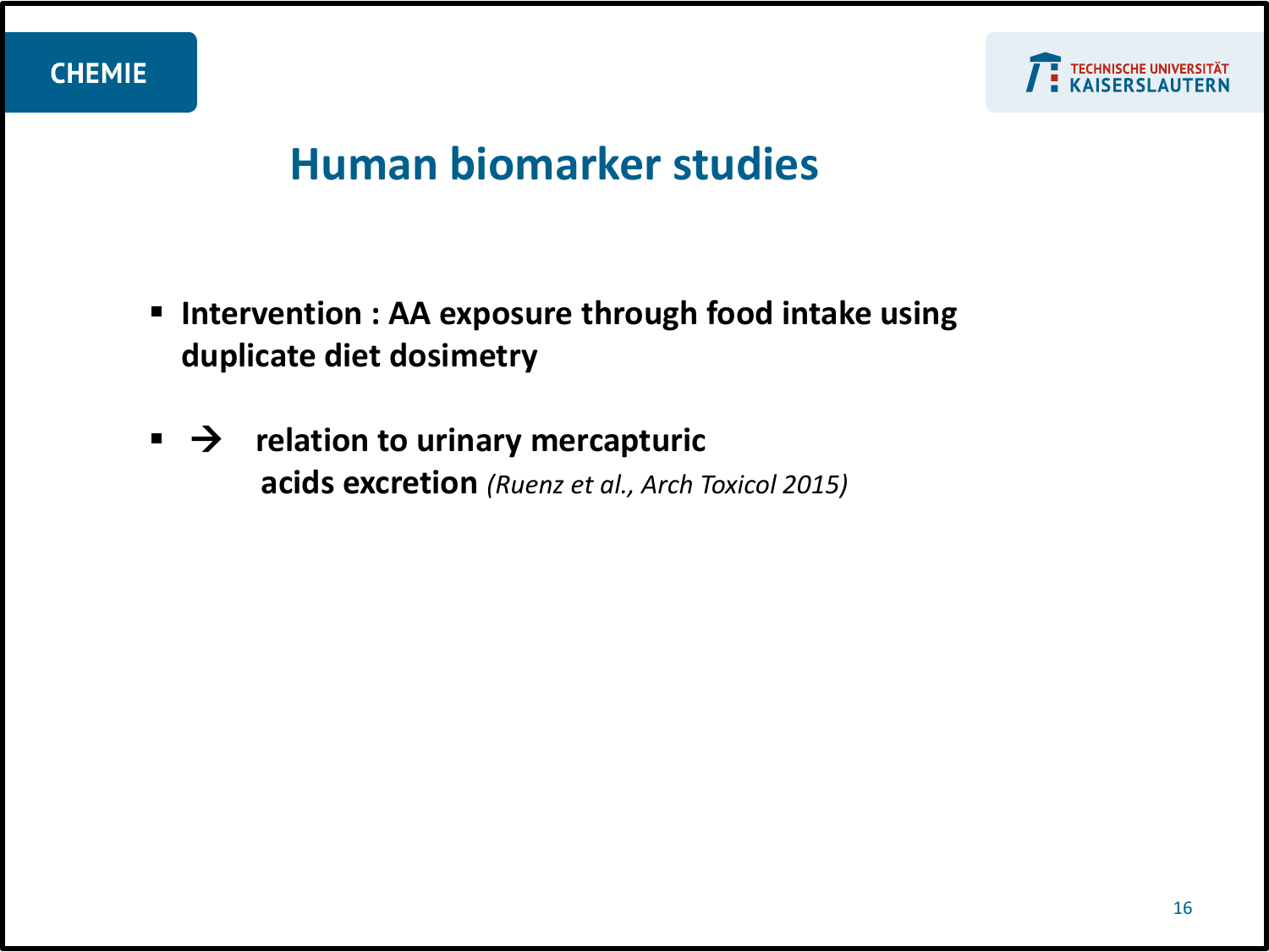# Human biomarker studies

- **Intervention : AA exposure through food intake using duplicate diet dosimetry**
- **→ relation to urinary mercapturic acids excretion** *(Ruenz et al., Arch Toxicol 2015)*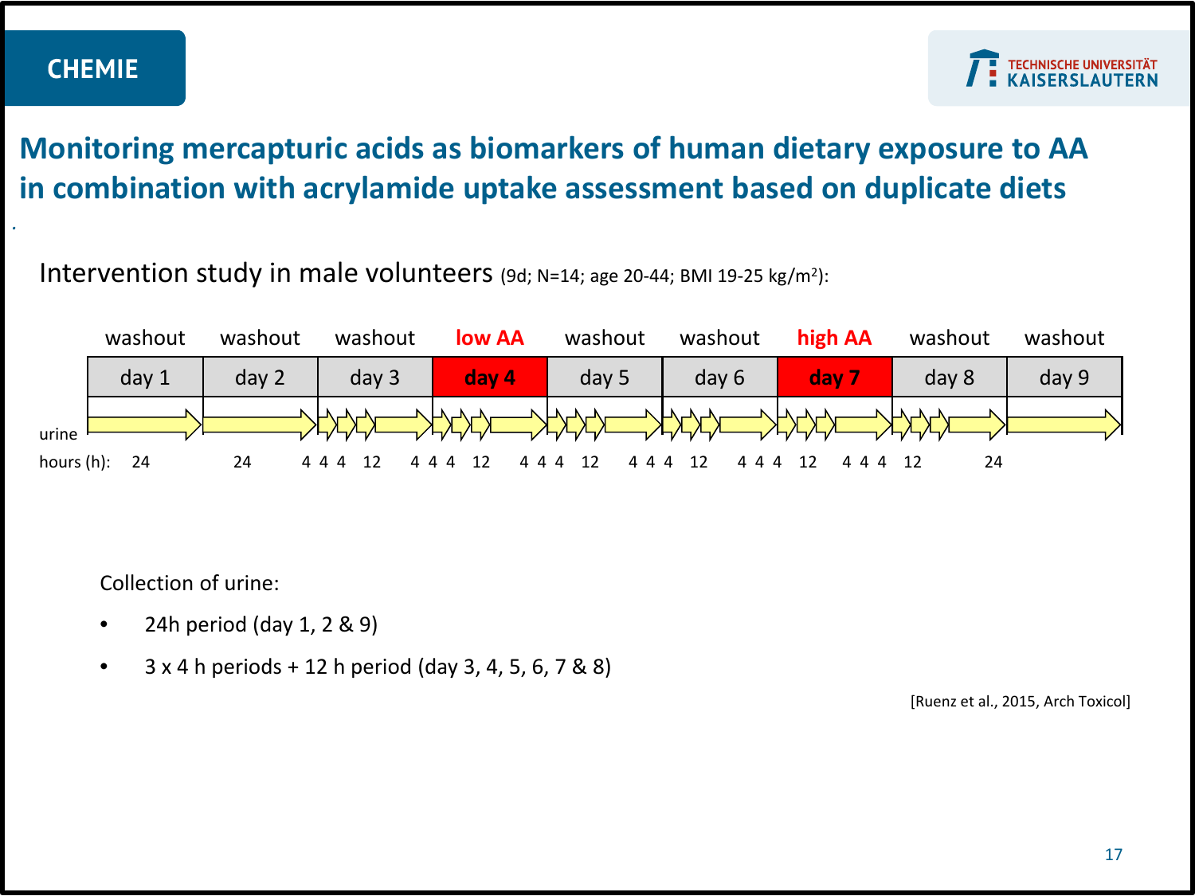# Monitoring mercapturic acids as biomarkers of human dietary exposure to AA in combination with acrylamide uptake assessment based on duplicate diets

Intervention study in male volunteers (9d; N=14; age 20-44; BMI 19-25 kg/m$^2$):

| | washout | washout | washout | **low AA** | washout | washout | **high AA** | washout | washout |
|---|---|---|---|---|---|---|---|---|---|
| | day 1 | day 2 | day 3 | **day 4** | day 5 | day 6 | **day 7** | day 8 | day 9 |
| urine hours (h): | 24 | 24 | 4 4 4 12 | 4 4 4 12 | 4 4 4 12 | 4 4 4 12 | 4 4 4 12 | 4 4 4 12 | 24 |

Collection of urine:

- 24h period (day 1, 2 & 9)
- 3 x 4 h periods + 12 h period (day 3, 4, 5, 6, 7 & 8)

[Ruenz et al., 2015, Arch Toxicol]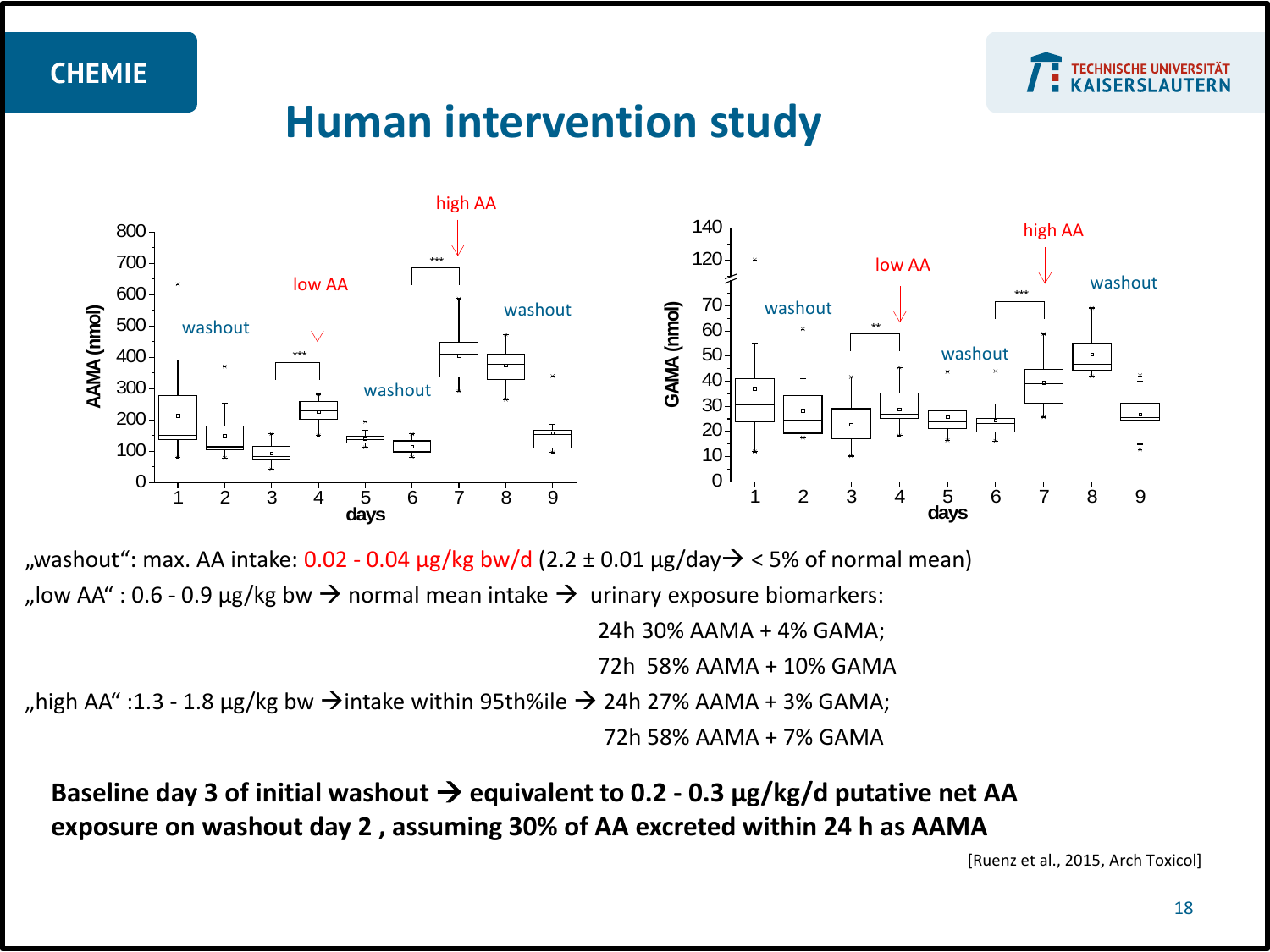# Human intervention study

„washout": max. AA intake: 0.02 - 0.04 µg/kg bw/d (2.2 ± 0.01 µg/day→ < 5% of normal mean)

„low AA" : 0.6 - 0.9 µg/kg bw → normal mean intake → urinary exposure biomarkers:
24h 30% AAMA + 4% GAMA;
72h 58% AAMA + 10% GAMA

„high AA" :1.3 - 1.8 µg/kg bw →intake within 95th%ile → 24h 27% AAMA + 3% GAMA;
72h 58% AAMA + 7% GAMA

**Baseline day 3 of initial washout → equivalent to 0.2 - 0.3 µg/kg/d putative net AA exposure on washout day 2 , assuming 30% of AA excreted within 24 h as AAMA**

[Ruenz et al., 2015, Arch Toxicol]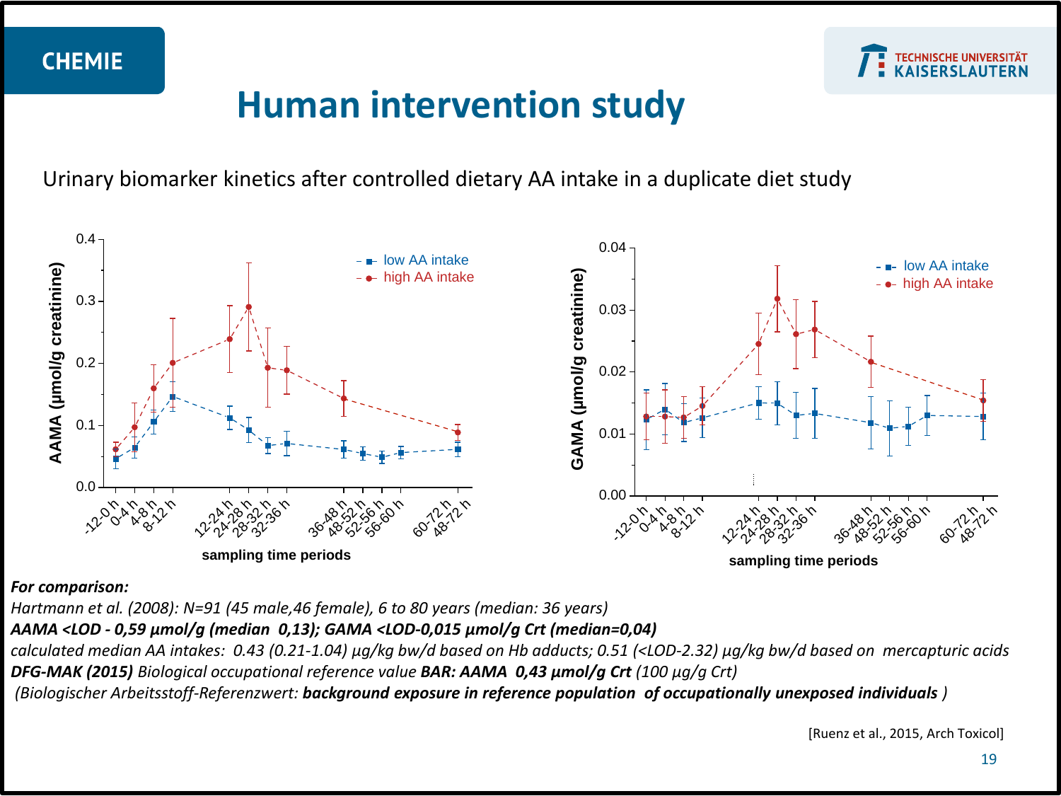# Human intervention study

Urinary biomarker kinetics after controlled dietary AA intake in a duplicate diet study

***For comparison:***

*Hartmann et al. (2008): N=91 (45 male,46 female), 6 to 80 years (median: 36 years)*

***AAMA <LOD - 0,59 µmol/g (median 0,13); GAMA <LOD-0,015 µmol/g Crt (median=0,04)***

*calculated median AA intakes: 0.43 (0.21-1.04) µg/kg bw/d based on Hb adducts; 0.51 (<LOD-2.32) µg/kg bw/d based on mercapturic acids*

***DFG-MAK (2015)*** *Biological occupational reference value* ***BAR: AAMA 0,43 µmol/g Crt*** *(100 µg/g Crt)*

*(Biologischer Arbeitsstoff-Referenzwert:* ***background exposure in reference population of occupationally unexposed individuals*** *)*

[Ruenz et al., 2015, Arch Toxicol]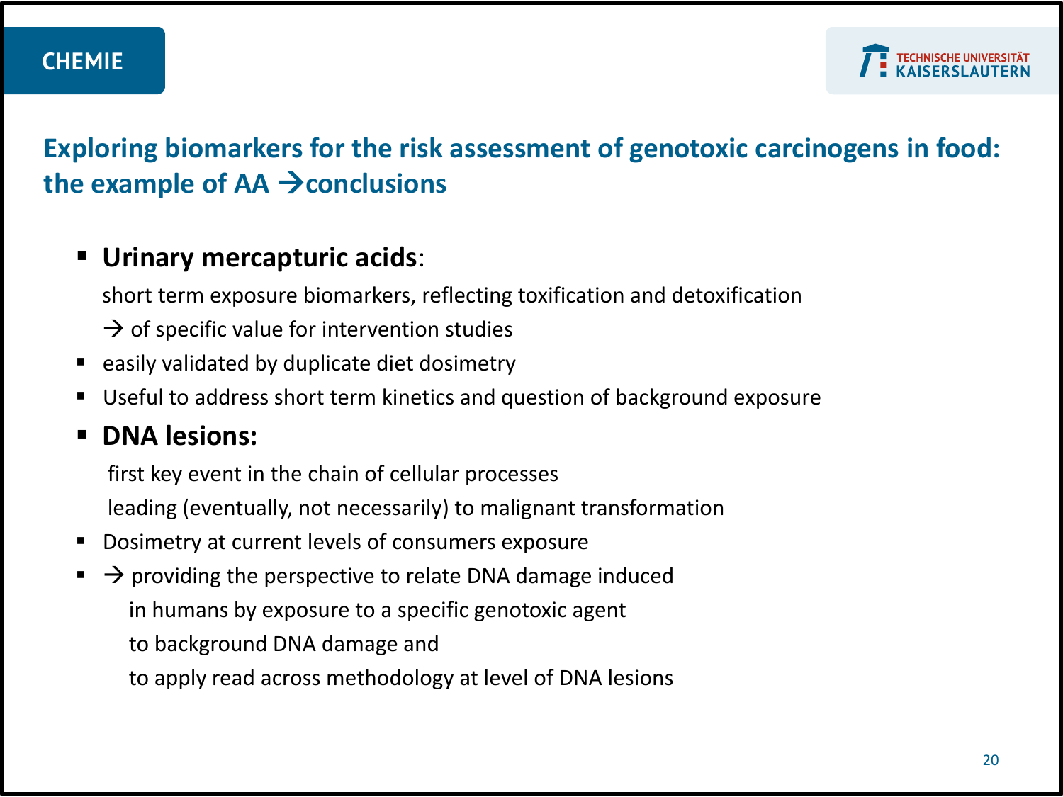## Exploring biomarkers for the risk assessment of genotoxic carcinogens in food: the example of AA →conclusions

- **Urinary mercapturic acids**:

  short term exposure biomarkers, reflecting toxification and detoxification

  → of specific value for intervention studies
- easily validated by duplicate diet dosimetry
- Useful to address short term kinetics and question of background exposure
- **DNA lesions:**

  first key event in the chain of cellular processes

  leading (eventually, not necessarily) to malignant transformation
- Dosimetry at current levels of consumers exposure
- → providing the perspective to relate DNA damage induced
  in humans by exposure to a specific genotoxic agent
  to background DNA damage and
  to apply read across methodology at level of DNA lesions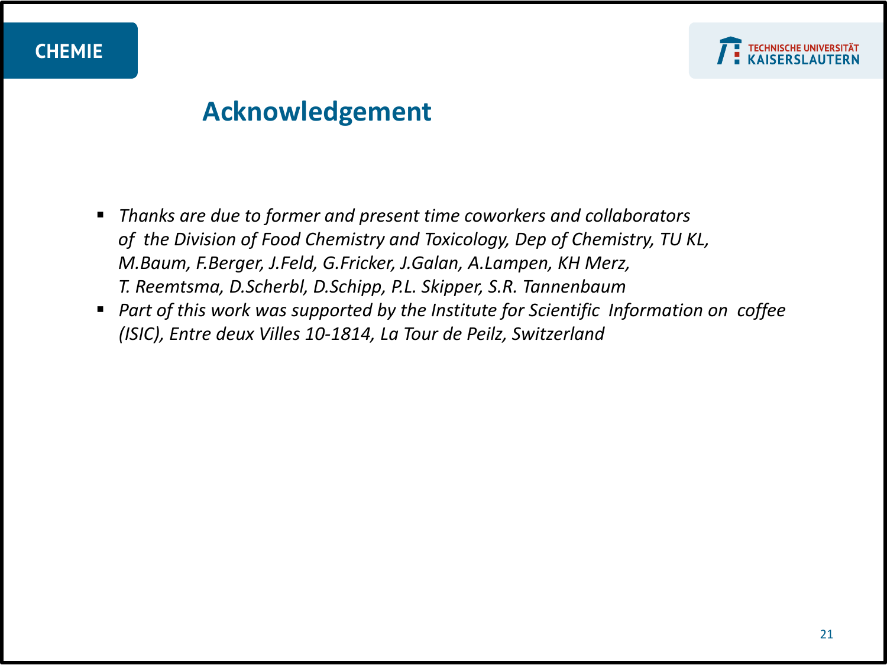# Acknowledgement

- *Thanks are due to former and present time coworkers and collaborators of the Division of Food Chemistry and Toxicology, Dep of Chemistry, TU KL, M.Baum, F.Berger, J.Feld, G.Fricker, J.Galan, A.Lampen, KH Merz, T. Reemtsma, D.Scherbl, D.Schipp, P.L. Skipper, S.R. Tannenbaum*
- *Part of this work was supported by the Institute for Scientific Information on coffee (ISIC), Entre deux Villes 10-1814, La Tour de Peilz, Switzerland*